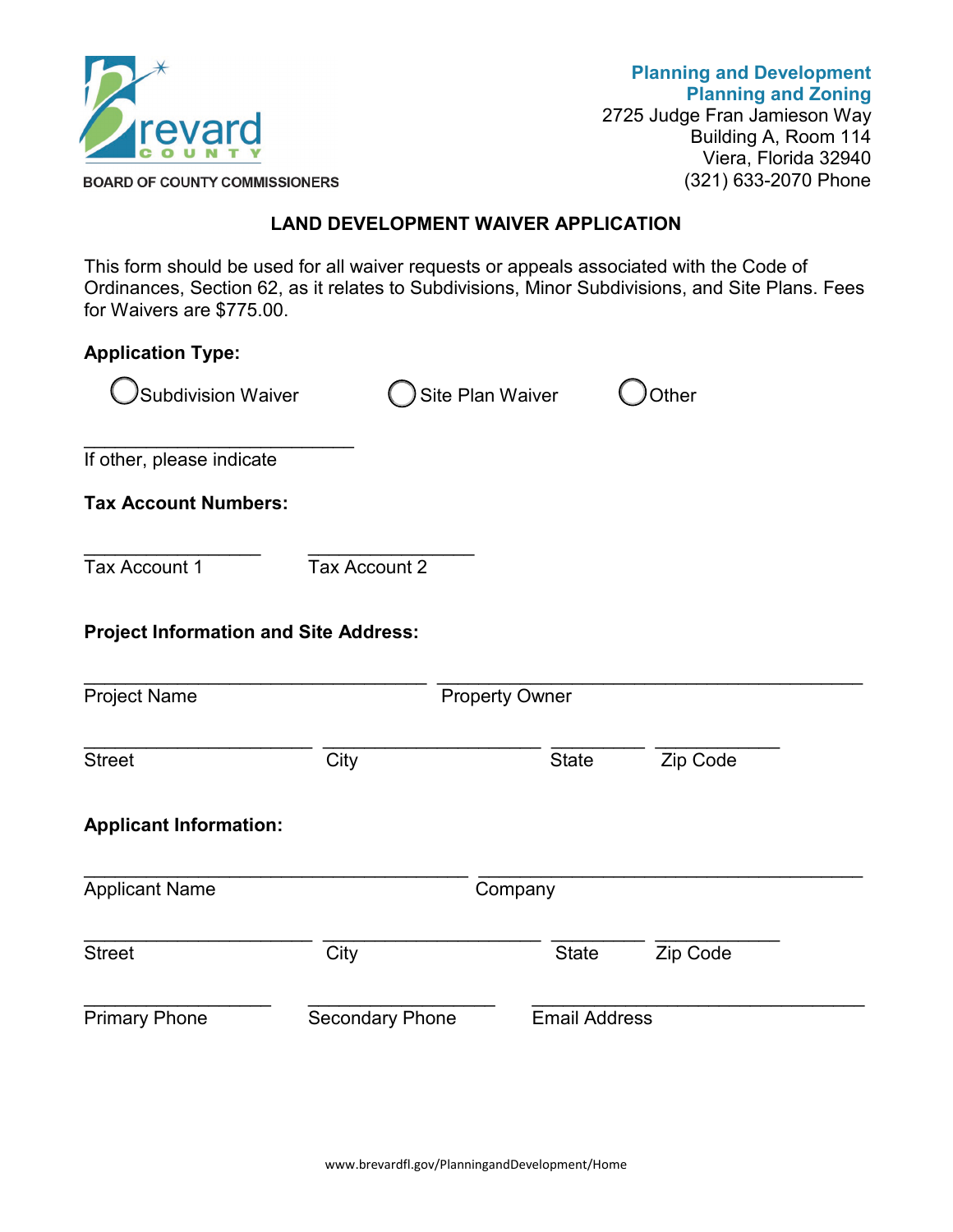BOARD OF COUNTY COMMISSIONERS

**Planning and Development**
**Planning and Zoning**
2725 Judge Fran Jamieson Way
Building A, Room 114
Viera, Florida 32940
(321) 633-2070 Phone

# LAND DEVELOPMENT WAIVER APPLICATION

This form should be used for all waiver requests or appeals associated with the Code of Ordinances, Section 62, as it relates to Subdivisions, Minor Subdivisions, and Site Plans. Fees for Waivers are $775.00.

**Application Type:**

○ Subdivision Waiver ○ Site Plan Waiver ○ Other

______________________________
If other, please indicate

**Tax Account Numbers:**

____________________ ____________________
Tax Account 1 Tax Account 2

**Project Information and Site Address:**

______________________________________ ______________________________________________
Project Name Property Owner

_________________________ ________________________ __________ _____________
Street City State Zip Code

**Applicant Information:**

__________________________________________ __________________________________________
Applicant Name Company

_________________________ ________________________ __________ _____________
Street City State Zip Code

____________________ ____________________ ____________________________________
Primary Phone Secondary Phone Email Address

www.brevardfl.gov/PlanningandDevelopment/Home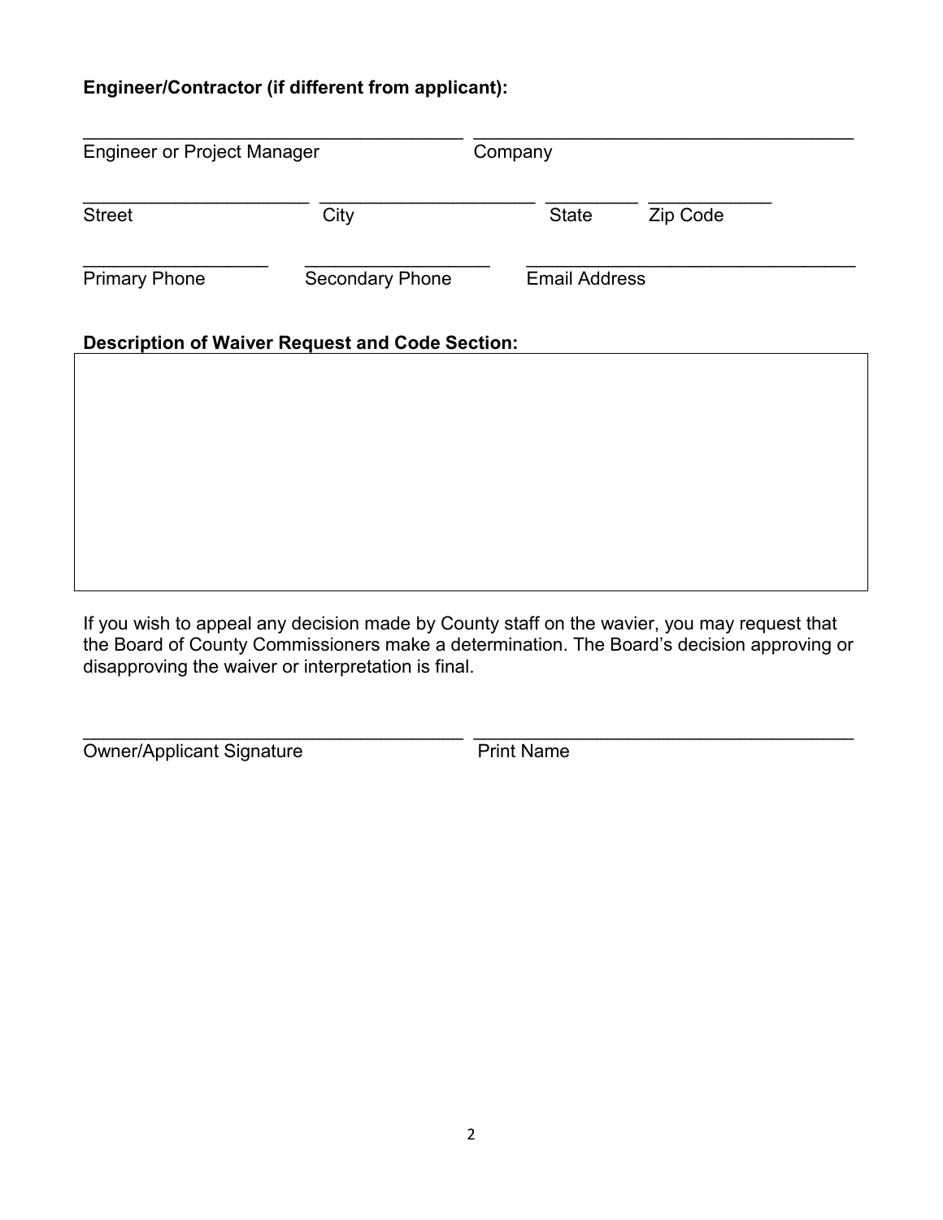**Engineer/Contractor (if different from applicant):**

_____________________________________ _____________________________________
Engineer or Project Manager Company

______________________ _____________________ _________ ___________
Street City State Zip Code

__________________ __________________ ________________________________
Primary Phone Secondary Phone Email Address

**Description of Waiver Request and Code Section:**

| |
|---|
| |

If you wish to appeal any decision made by County staff on the wavier, you may request that the Board of County Commissioners make a determination. The Board's decision approving or disapproving the waiver or interpretation is final.

_____________________________________ _____________________________________
Owner/Applicant Signature Print Name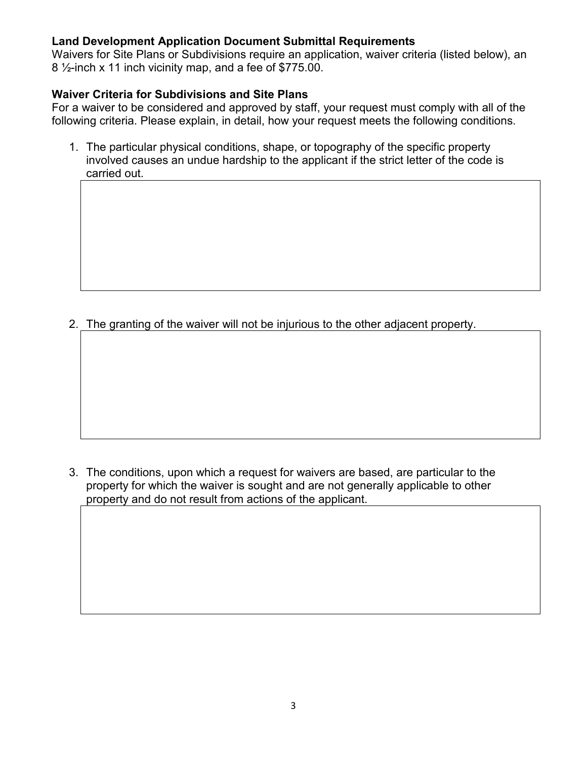**Land Development Application Document Submittal Requirements**

Waivers for Site Plans or Subdivisions require an application, waiver criteria (listed below), an 8 ½-inch x 11 inch vicinity map, and a fee of $775.00.

**Waiver Criteria for Subdivisions and Site Plans**

For a waiver to be considered and approved by staff, your request must comply with all of the following criteria. Please explain, in detail, how your request meets the following conditions.

1. The particular physical conditions, shape, or topography of the specific property involved causes an undue hardship to the applicant if the strict letter of the code is carried out.

2. The granting of the waiver will not be injurious to the other adjacent property.

3. The conditions, upon which a request for waivers are based, are particular to the property for which the waiver is sought and are not generally applicable to other property and do not result from actions of the applicant.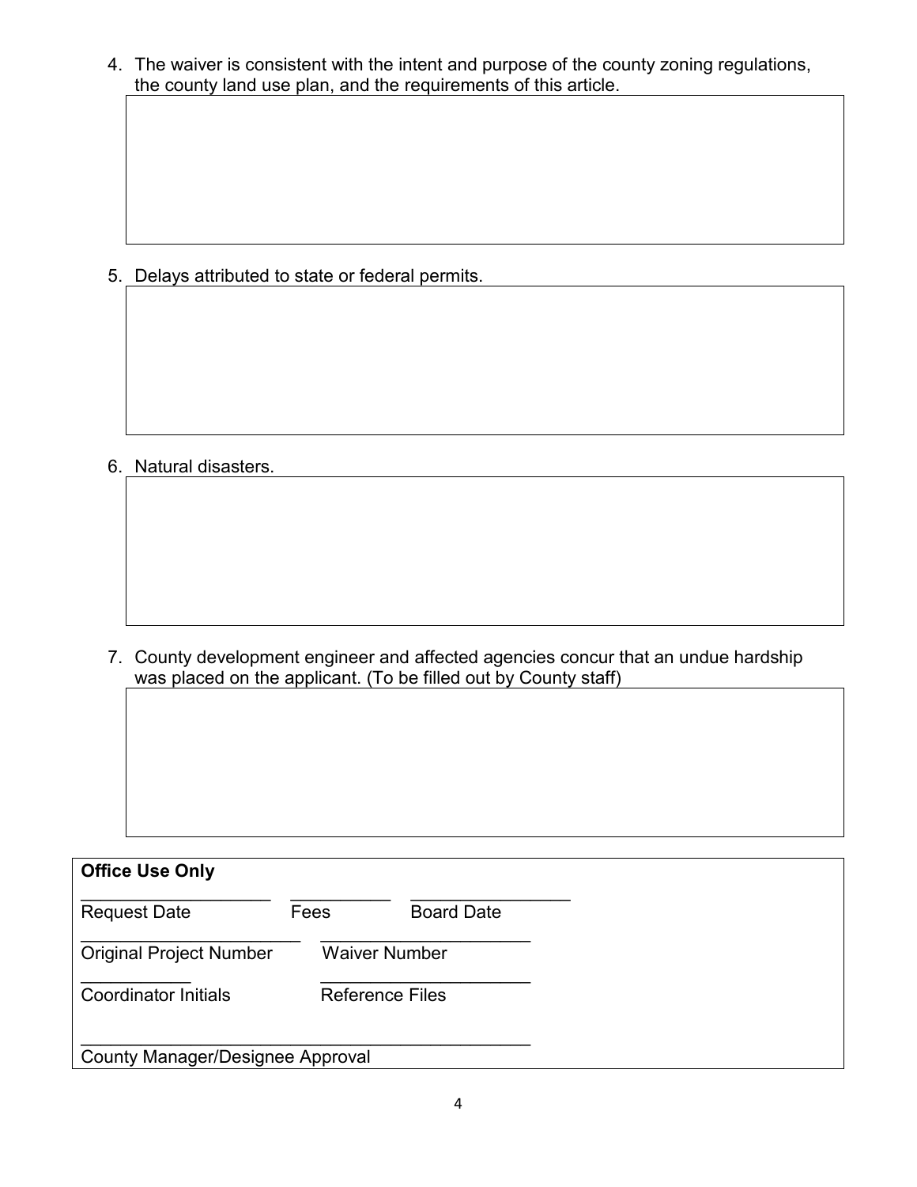4. The waiver is consistent with the intent and purpose of the county zoning regulations, the county land use plan, and the requirements of this article.

5. Delays attributed to state or federal permits.

6. Natural disasters.

7. County development engineer and affected agencies concur that an undue hardship was placed on the applicant. (To be filled out by County staff)

**Office Use Only**

____________________ __________ ________________
Request Date Fees Board Date

______________________ ______________________
Original Project Number Waiver Number

___________ ______________________
Coordinator Initials Reference Files

______________________________________________
County Manager/Designee Approval